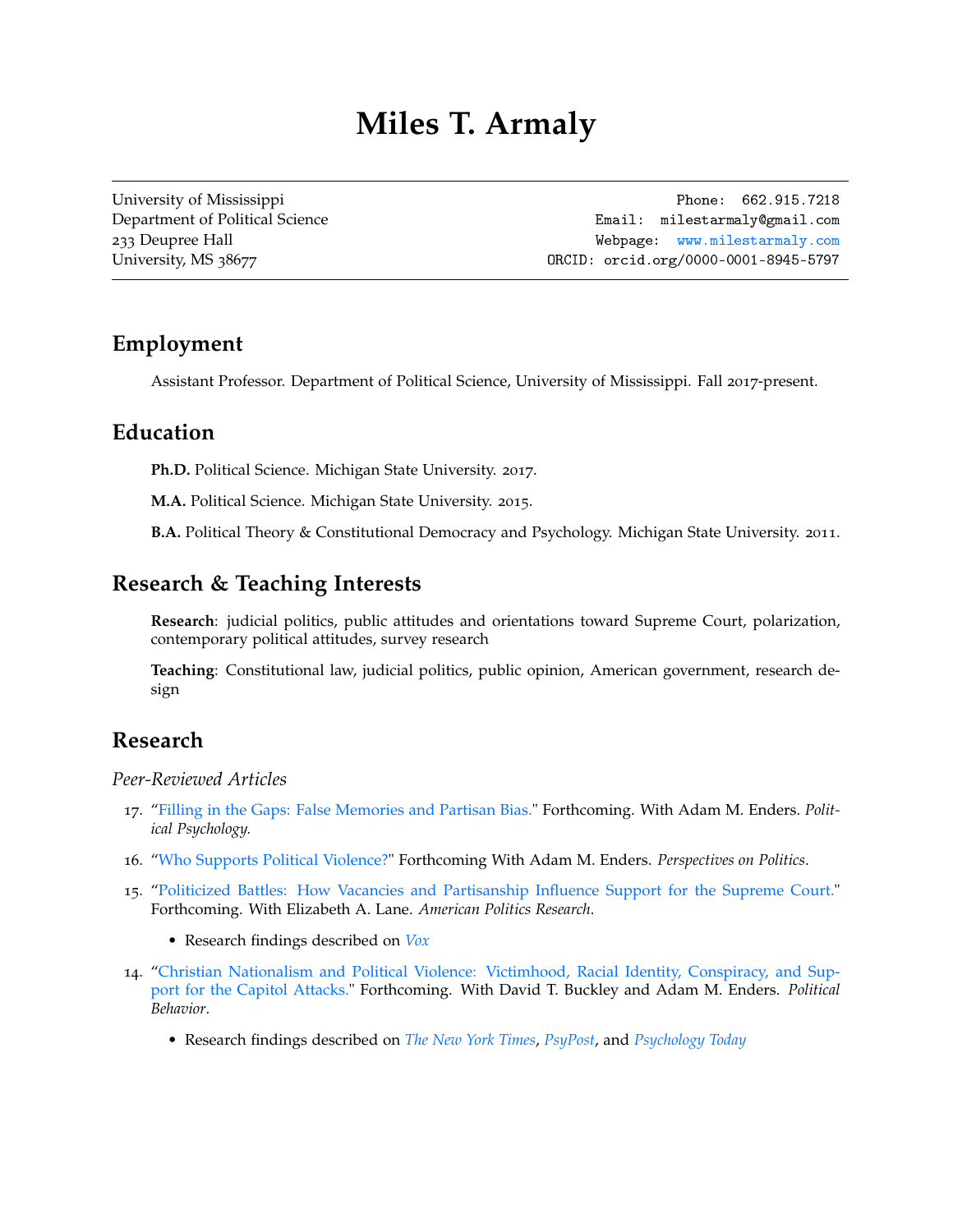# Miles T. Armaly

University of Mississippi
Department of Political Science
233 Deupree Hall
University, MS 38677

Phone: 662.915.7218
Email: milestarmaly@gmail.com
Webpage: www.milestarmaly.com
ORCID: orcid.org/0000-0001-8945-5797

## Employment

Assistant Professor. Department of Political Science, University of Mississippi. Fall 2017-present.

## Education

**Ph.D.** Political Science. Michigan State University. 2017.

**M.A.** Political Science. Michigan State University. 2015.

**B.A.** Political Theory & Constitutional Democracy and Psychology. Michigan State University. 2011.

## Research & Teaching Interests

**Research**: judicial politics, public attitudes and orientations toward Supreme Court, polarization, contemporary political attitudes, survey research

**Teaching**: Constitutional law, judicial politics, public opinion, American government, research design

## Research

*Peer-Reviewed Articles*

17. "Filling in the Gaps: False Memories and Partisan Bias." Forthcoming. With Adam M. Enders. *Political Psychology.*

16. "Who Supports Political Violence?" Forthcoming With Adam M. Enders. *Perspectives on Politics*.

15. "Politicized Battles: How Vacancies and Partisanship Influence Support for the Supreme Court." Forthcoming. With Elizabeth A. Lane. *American Politics Research*.
    - Research findings described on *Vox*

14. "Christian Nationalism and Political Violence: Victimhood, Racial Identity, Conspiracy, and Support for the Capitol Attacks." Forthcoming. With David T. Buckley and Adam M. Enders. *Political Behavior*.
    - Research findings described on *The New York Times*, *PsyPost*, and *Psychology Today*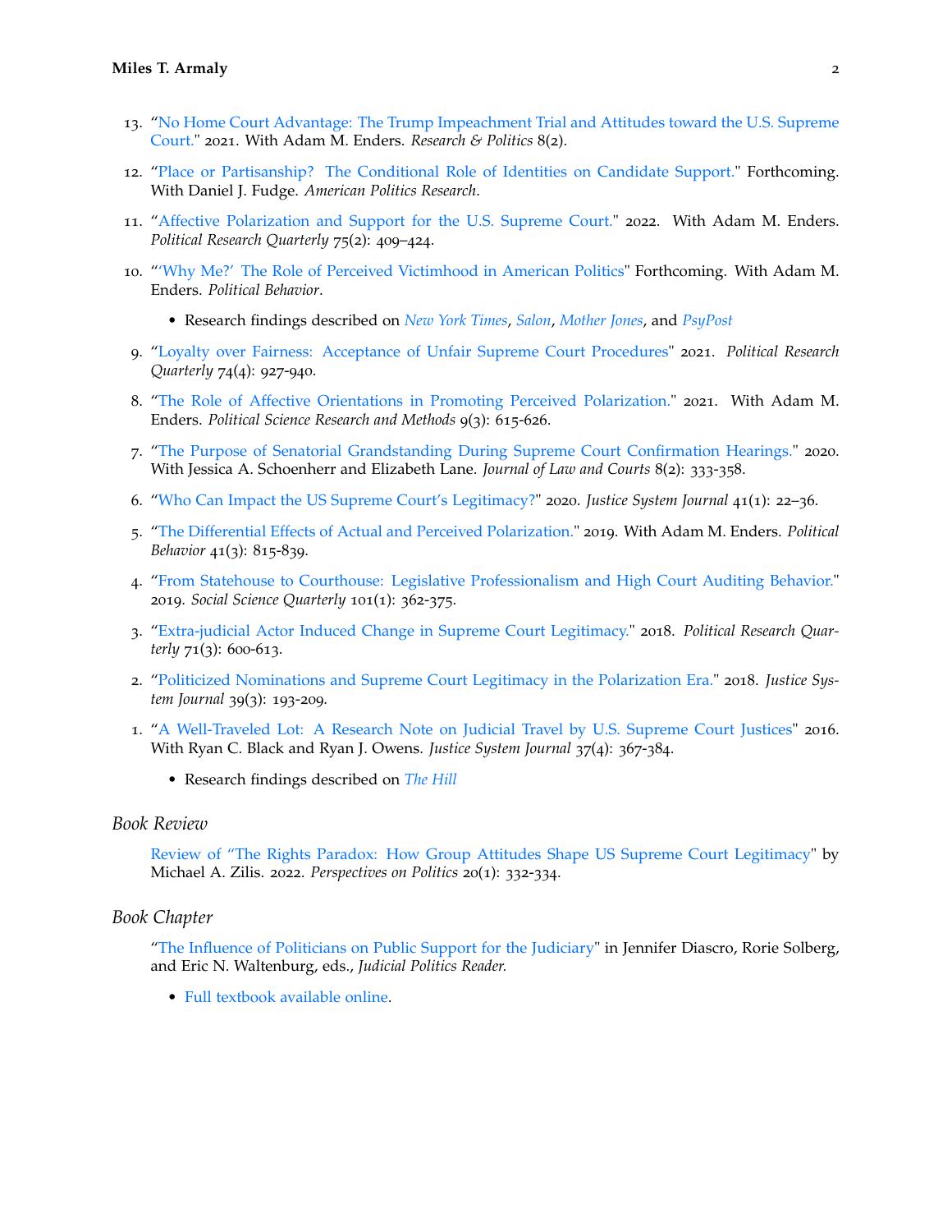13. "No Home Court Advantage: The Trump Impeachment Trial and Attitudes toward the U.S. Supreme Court." 2021. With Adam M. Enders. *Research & Politics* 8(2).

12. "Place or Partisanship? The Conditional Role of Identities on Candidate Support." Forthcoming. With Daniel J. Fudge. *American Politics Research*.

11. "Affective Polarization and Support for the U.S. Supreme Court." 2022. With Adam M. Enders. *Political Research Quarterly* 75(2): 409–424.

10. "'Why Me?' The Role of Perceived Victimhood in American Politics" Forthcoming. With Adam M. Enders. *Political Behavior*.
    - Research findings described on *New York Times*, *Salon*, *Mother Jones*, and *PsyPost*

9. "Loyalty over Fairness: Acceptance of Unfair Supreme Court Procedures" 2021. *Political Research Quarterly* 74(4): 927-940.

8. "The Role of Affective Orientations in Promoting Perceived Polarization." 2021. With Adam M. Enders. *Political Science Research and Methods* 9(3): 615-626.

7. "The Purpose of Senatorial Grandstanding During Supreme Court Confirmation Hearings." 2020. With Jessica A. Schoenherr and Elizabeth Lane. *Journal of Law and Courts* 8(2): 333-358.

6. "Who Can Impact the US Supreme Court's Legitimacy?" 2020. *Justice System Journal* 41(1): 22–36.

5. "The Differential Effects of Actual and Perceived Polarization." 2019. With Adam M. Enders. *Political Behavior* 41(3): 815-839.

4. "From Statehouse to Courthouse: Legislative Professionalism and High Court Auditing Behavior." 2019. *Social Science Quarterly* 101(1): 362-375.

3. "Extra-judicial Actor Induced Change in Supreme Court Legitimacy." 2018. *Political Research Quarterly* 71(3): 600-613.

2. "Politicized Nominations and Supreme Court Legitimacy in the Polarization Era." 2018. *Justice System Journal* 39(3): 193-209.

1. "A Well-Traveled Lot: A Research Note on Judicial Travel by U.S. Supreme Court Justices" 2016. With Ryan C. Black and Ryan J. Owens. *Justice System Journal* 37(4): 367-384.
    - Research findings described on *The Hill*

### *Book Review*

Review of "The Rights Paradox: How Group Attitudes Shape US Supreme Court Legitimacy" by Michael A. Zilis. 2022. *Perspectives on Politics* 20(1): 332-334.

### *Book Chapter*

"The Influence of Politicians on Public Support for the Judiciary" in Jennifer Diascro, Rorie Solberg, and Eric N. Waltenburg, eds., *Judicial Politics Reader.*

- Full textbook available online.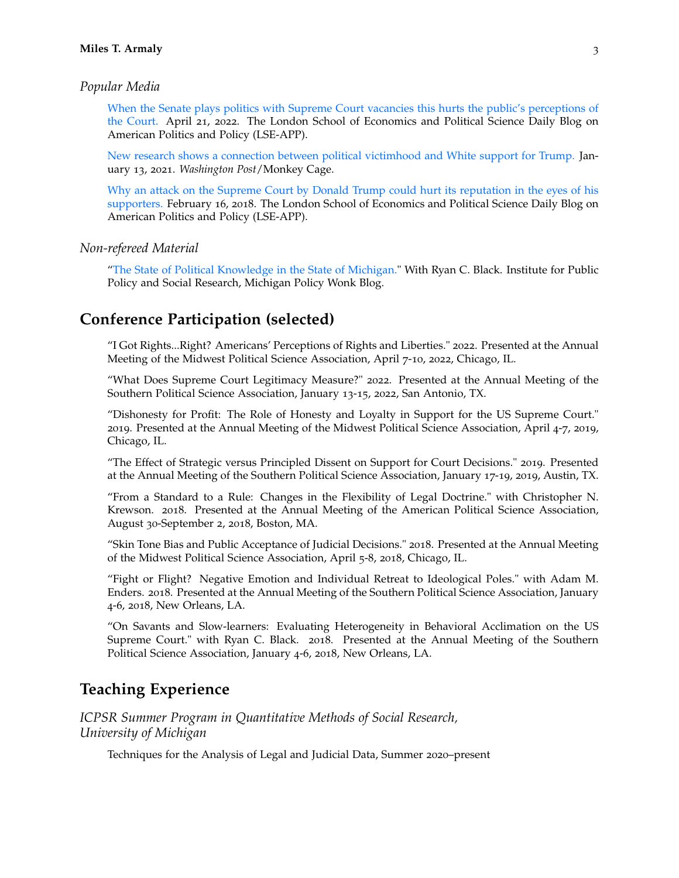### *Popular Media*

When the Senate plays politics with Supreme Court vacancies this hurts the public's perceptions of the Court. April 21, 2022. The London School of Economics and Political Science Daily Blog on American Politics and Policy (LSE-APP).

New research shows a connection between political victimhood and White support for Trump. January 13, 2021. *Washington Post*/Monkey Cage.

Why an attack on the Supreme Court by Donald Trump could hurt its reputation in the eyes of his supporters. February 16, 2018. The London School of Economics and Political Science Daily Blog on American Politics and Policy (LSE-APP).

### *Non-refereed Material*

"The State of Political Knowledge in the State of Michigan." With Ryan C. Black. Institute for Public Policy and Social Research, Michigan Policy Wonk Blog.

## Conference Participation (selected)

"I Got Rights...Right? Americans' Perceptions of Rights and Liberties." 2022. Presented at the Annual Meeting of the Midwest Political Science Association, April 7-10, 2022, Chicago, IL.

"What Does Supreme Court Legitimacy Measure?" 2022. Presented at the Annual Meeting of the Southern Political Science Association, January 13-15, 2022, San Antonio, TX.

"Dishonesty for Profit: The Role of Honesty and Loyalty in Support for the US Supreme Court." 2019. Presented at the Annual Meeting of the Midwest Political Science Association, April 4-7, 2019, Chicago, IL.

"The Effect of Strategic versus Principled Dissent on Support for Court Decisions." 2019. Presented at the Annual Meeting of the Southern Political Science Association, January 17-19, 2019, Austin, TX.

"From a Standard to a Rule: Changes in the Flexibility of Legal Doctrine." with Christopher N. Krewson. 2018. Presented at the Annual Meeting of the American Political Science Association, August 30-September 2, 2018, Boston, MA.

"Skin Tone Bias and Public Acceptance of Judicial Decisions." 2018. Presented at the Annual Meeting of the Midwest Political Science Association, April 5-8, 2018, Chicago, IL.

"Fight or Flight? Negative Emotion and Individual Retreat to Ideological Poles." with Adam M. Enders. 2018. Presented at the Annual Meeting of the Southern Political Science Association, January 4-6, 2018, New Orleans, LA.

"On Savants and Slow-learners: Evaluating Heterogeneity in Behavioral Acclimation on the US Supreme Court." with Ryan C. Black. 2018. Presented at the Annual Meeting of the Southern Political Science Association, January 4-6, 2018, New Orleans, LA.

## Teaching Experience

### *ICPSR Summer Program in Quantitative Methods of Social Research, University of Michigan*

Techniques for the Analysis of Legal and Judicial Data, Summer 2020–present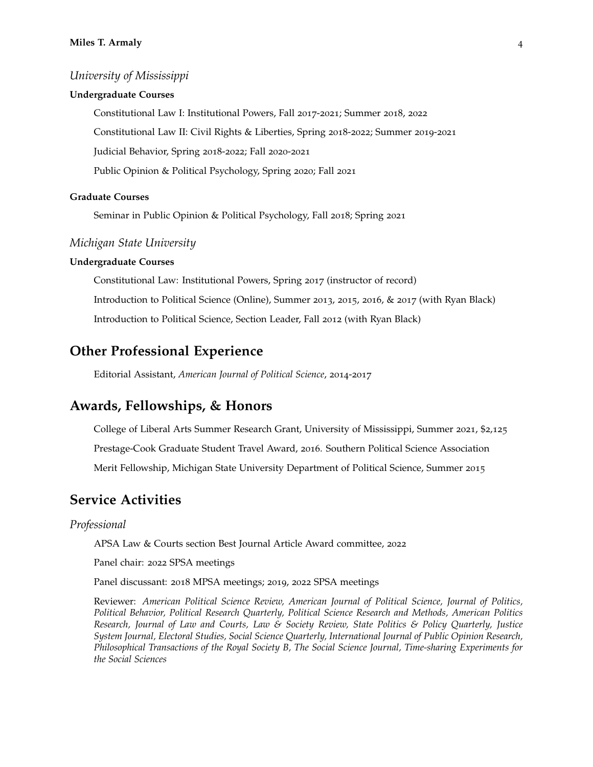### *University of Mississippi*

**Undergraduate Courses**

Constitutional Law I: Institutional Powers, Fall 2017-2021; Summer 2018, 2022

Constitutional Law II: Civil Rights & Liberties, Spring 2018-2022; Summer 2019-2021

Judicial Behavior, Spring 2018-2022; Fall 2020-2021

Public Opinion & Political Psychology, Spring 2020; Fall 2021

**Graduate Courses**

Seminar in Public Opinion & Political Psychology, Fall 2018; Spring 2021

### *Michigan State University*

**Undergraduate Courses**

Constitutional Law: Institutional Powers, Spring 2017 (instructor of record)

Introduction to Political Science (Online), Summer 2013, 2015, 2016, & 2017 (with Ryan Black)

Introduction to Political Science, Section Leader, Fall 2012 (with Ryan Black)

## Other Professional Experience

Editorial Assistant, *American Journal of Political Science*, 2014-2017

## Awards, Fellowships, & Honors

College of Liberal Arts Summer Research Grant, University of Mississippi, Summer 2021, $2,125

Prestage-Cook Graduate Student Travel Award, 2016. Southern Political Science Association

Merit Fellowship, Michigan State University Department of Political Science, Summer 2015

## Service Activities

### *Professional*

APSA Law & Courts section Best Journal Article Award committee, 2022

Panel chair: 2022 SPSA meetings

Panel discussant: 2018 MPSA meetings; 2019, 2022 SPSA meetings

Reviewer: *American Political Science Review, American Journal of Political Science, Journal of Politics, Political Behavior, Political Research Quarterly, Political Science Research and Methods, American Politics Research, Journal of Law and Courts, Law & Society Review, State Politics & Policy Quarterly, Justice System Journal, Electoral Studies, Social Science Quarterly, International Journal of Public Opinion Research, Philosophical Transactions of the Royal Society B, The Social Science Journal, Time-sharing Experiments for the Social Sciences*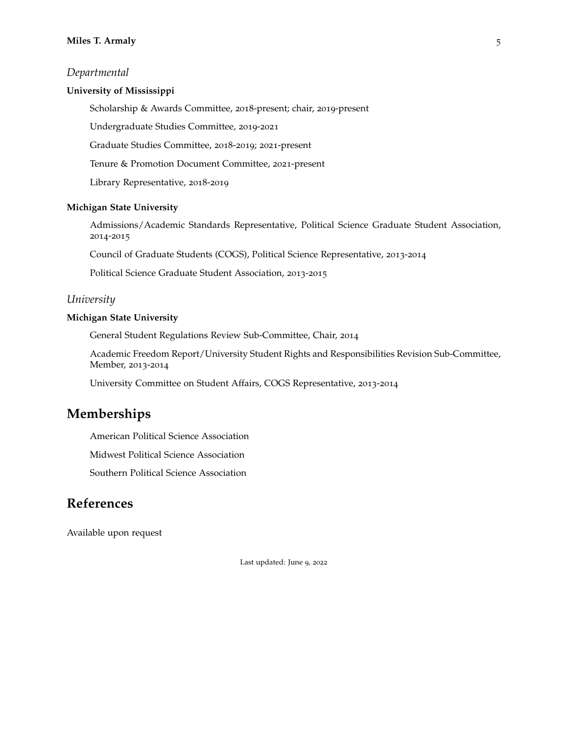### *Departmental*

**University of Mississippi**

Scholarship & Awards Committee, 2018-present; chair, 2019-present

Undergraduate Studies Committee, 2019-2021

Graduate Studies Committee, 2018-2019; 2021-present

Tenure & Promotion Document Committee, 2021-present

Library Representative, 2018-2019

**Michigan State University**

Admissions/Academic Standards Representative, Political Science Graduate Student Association, 2014-2015

Council of Graduate Students (COGS), Political Science Representative, 2013-2014

Political Science Graduate Student Association, 2013-2015

### *University*

**Michigan State University**

General Student Regulations Review Sub-Committee, Chair, 2014

Academic Freedom Report/University Student Rights and Responsibilities Revision Sub-Committee, Member, 2013-2014

University Committee on Student Affairs, COGS Representative, 2013-2014

## Memberships

American Political Science Association

Midwest Political Science Association

Southern Political Science Association

## References

Available upon request

Last updated: June 9, 2022